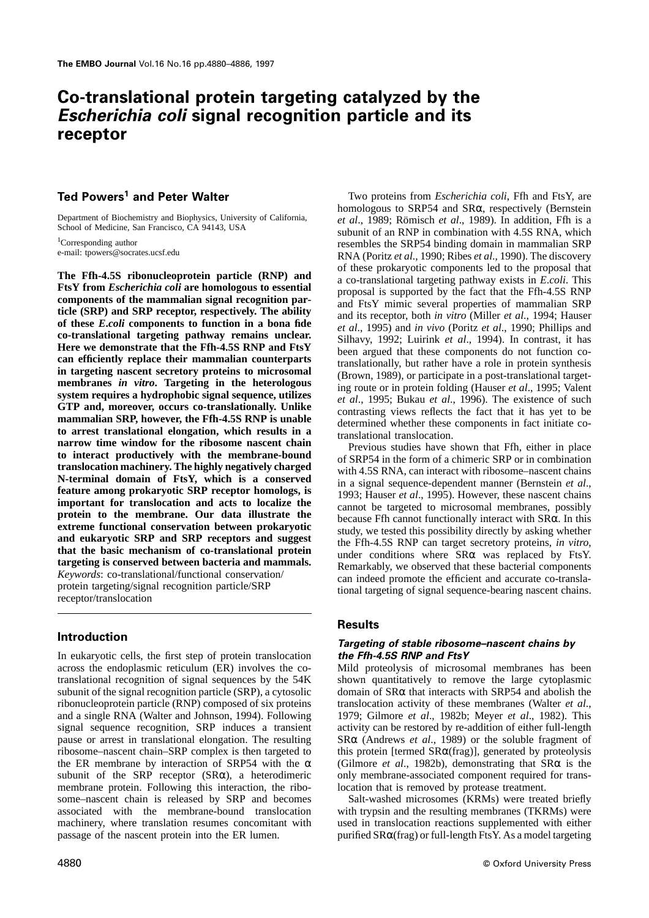# Co-translational protein targeting catalyzed by the *Escherichia coli* signal recognition particle and its receptor

**Ted Powers[1] and Peter Walter**

Department of Biochemistry and Biophysics, University of California, School of Medicine, San Francisco, CA 94143, USA

[1]Corresponding author
e-mail: tpowers@socrates.ucsf.edu

**The Ffh-4.5S ribonucleoprotein particle (RNP) and FtsY from *Escherichia coli* are homologous to essential components of the mammalian signal recognition particle (SRP) and SRP receptor, respectively. The ability of these *E.coli* components to function in a bona fide co-translational targeting pathway remains unclear. Here we demonstrate that the Ffh-4.5S RNP and FtsY can efficiently replace their mammalian counterparts in targeting nascent secretory proteins to microsomal membranes *in vitro*. Targeting in the heterologous system requires a hydrophobic signal sequence, utilizes GTP and, moreover, occurs co-translationally. Unlike mammalian SRP, however, the Ffh-4.5S RNP is unable to arrest translational elongation, which results in a narrow time window for the ribosome nascent chain to interact productively with the membrane-bound translocation machinery. The highly negatively charged N-terminal domain of FtsY, which is a conserved feature among prokaryotic SRP receptor homologs, is important for translocation and acts to localize the protein to the membrane. Our data illustrate the extreme functional conservation between prokaryotic and eukaryotic SRP and SRP receptors and suggest that the basic mechanism of co-translational protein targeting is conserved between bacteria and mammals.**

*Keywords*: co-translational/functional conservation/protein targeting/signal recognition particle/SRP receptor/translocation

## Introduction

In eukaryotic cells, the first step of protein translocation across the endoplasmic reticulum (ER) involves the co-translational recognition of signal sequences by the 54K subunit of the signal recognition particle (SRP), a cytosolic ribonucleoprotein particle (RNP) composed of six proteins and a single RNA (Walter and Johnson, 1994). Following signal sequence recognition, SRP induces a transient pause or arrest in translational elongation. The resulting ribosome–nascent chain–SRP complex is then targeted to the ER membrane by interaction of SRP54 with the α subunit of the SRP receptor (SRα), a heterodimeric membrane protein. Following this interaction, the ribosome–nascent chain is released by SRP and becomes associated with the membrane-bound translocation machinery, where translation resumes concomitant with passage of the nascent protein into the ER lumen.

Two proteins from *Escherichia coli*, Ffh and FtsY, are homologous to SRP54 and SRα, respectively (Bernstein *et al*., 1989; Römisch *et al*., 1989). In addition, Ffh is a subunit of an RNP in combination with 4.5S RNA, which resembles the SRP54 binding domain in mammalian SRP RNA (Poritz *et al*., 1990; Ribes *et al*., 1990). The discovery of these prokaryotic components led to the proposal that a co-translational targeting pathway exists in *E.coli*. This proposal is supported by the fact that the Ffh-4.5S RNP and FtsY mimic several properties of mammalian SRP and its receptor, both *in vitro* (Miller *et al*., 1994; Hauser *et al*., 1995) and *in vivo* (Poritz *et al*., 1990; Phillips and Silhavy, 1992; Luirink *et al*., 1994). In contrast, it has been argued that these components do not function co-translationally, but rather have a role in protein synthesis (Brown, 1989), or participate in a post-translational targeting route or in protein folding (Hauser *et al*., 1995; Valent *et al*., 1995; Bukau *et al*., 1996). The existence of such contrasting views reflects the fact that it has yet to be determined whether these components in fact initiate co-translational translocation.

Previous studies have shown that Ffh, either in place of SRP54 in the form of a chimeric SRP or in combination with 4.5S RNA, can interact with ribosome–nascent chains in a signal sequence-dependent manner (Bernstein *et al*., 1993; Hauser *et al*., 1995). However, these nascent chains cannot be targeted to microsomal membranes, possibly because Ffh cannot functionally interact with SRα. In this study, we tested this possibility directly by asking whether the Ffh-4.5S RNP can target secretory proteins, *in vitro*, under conditions where SRα was replaced by FtsY. Remarkably, we observed that these bacterial components can indeed promote the efficient and accurate co-translational targeting of signal sequence-bearing nascent chains.

## Results

### Targeting of stable ribosome–nascent chains by the Ffh-4.5S RNP and FtsY

Mild proteolysis of microsomal membranes has been shown quantitatively to remove the large cytoplasmic domain of SRα that interacts with SRP54 and abolish the translocation activity of these membranes (Walter *et al*., 1979; Gilmore *et al*., 1982b; Meyer *et al*., 1982). This activity can be restored by re-addition of either full-length SRα (Andrews *et al*., 1989) or the soluble fragment of this protein [termed SRα(frag)], generated by proteolysis (Gilmore *et al*., 1982b), demonstrating that SRα is the only membrane-associated component required for translocation that is removed by protease treatment.

Salt-washed microsomes (KRMs) were treated briefly with trypsin and the resulting membranes (TKRMs) were used in translocation reactions supplemented with either purified SRα(frag) or full-length FtsY. As a model targeting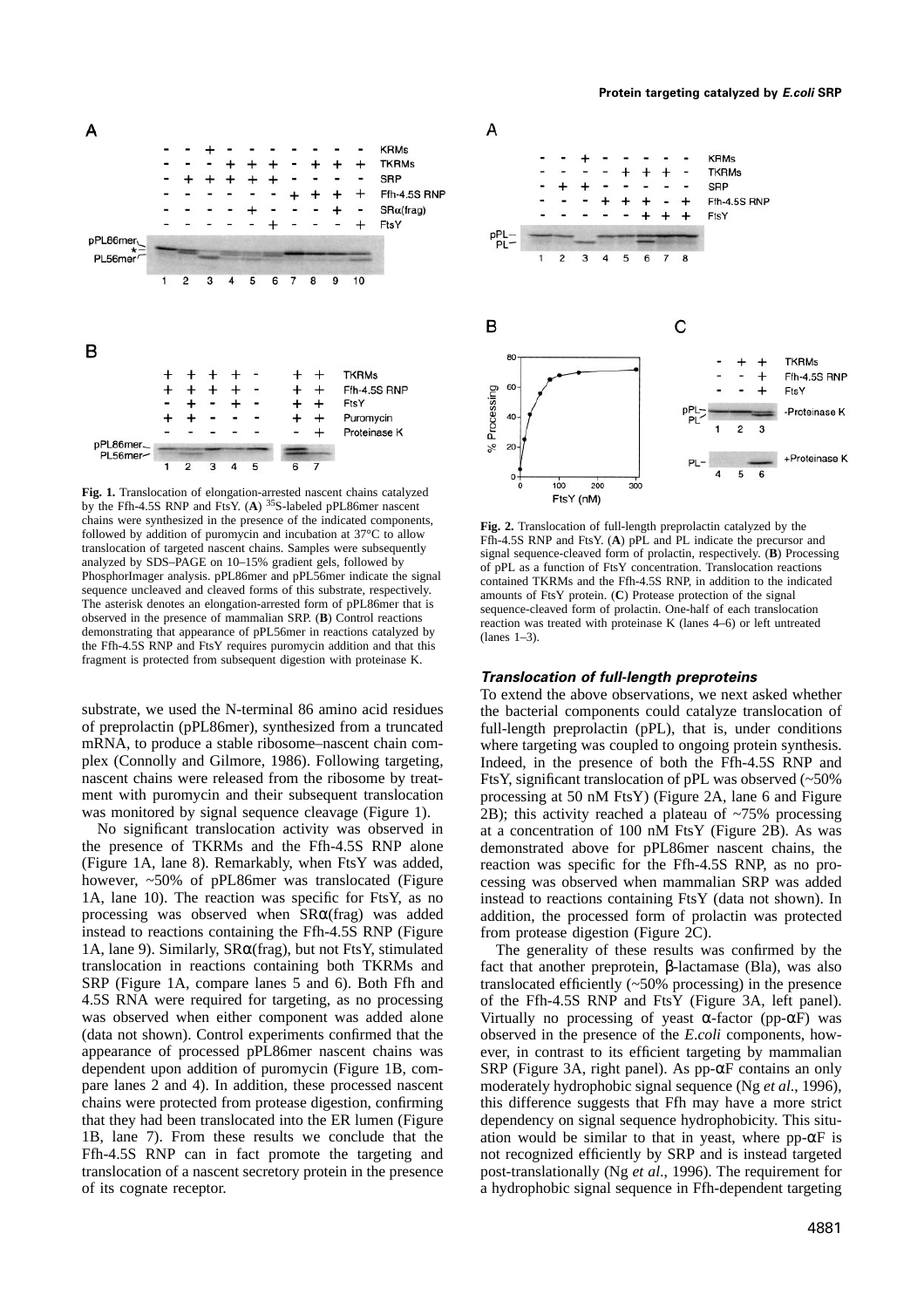**Fig. 1.** Translocation of elongation-arrested nascent chains catalyzed by the Ffh-4.5S RNP and FtsY. (**A**) $^{35}$S-labeled pPL86mer nascent chains were synthesized in the presence of the indicated components, followed by addition of puromycin and incubation at 37°C to allow translocation of targeted nascent chains. Samples were subsequently analyzed by SDS–PAGE on 10–15% gradient gels, followed by PhosphorImager analysis. pPL86mer and pPL56mer indicate the signal sequence uncleaved and cleaved forms of this substrate, respectively. The asterisk denotes an elongation-arrested form of pPL86mer that is observed in the presence of mammalian SRP. (**B**) Control reactions demonstrating that appearance of pPL56mer in reactions catalyzed by the Ffh-4.5S RNP and FtsY requires puromycin addition and that this fragment is protected from subsequent digestion with proteinase K.

**Fig. 2.** Translocation of full-length preprolactin catalyzed by the Ffh-4.5S RNP and FtsY. (**A**) pPL and PL indicate the precursor and signal sequence-cleaved form of prolactin, respectively. (**B**) Processing of pPL as a function of FtsY concentration. Translocation reactions contained TKRMs and the Ffh-4.5S RNP, in addition to the indicated amounts of FtsY protein. (**C**) Protease protection of the signal sequence-cleaved form of prolactin. One-half of each translocation reaction was treated with proteinase K (lanes 4–6) or left untreated (lanes 1–3).

substrate, we used the N-terminal 86 amino acid residues of preprolactin (pPL86mer), synthesized from a truncated mRNA, to produce a stable ribosome–nascent chain complex (Connolly and Gilmore, 1986). Following targeting, nascent chains were released from the ribosome by treatment with puromycin and their subsequent translocation was monitored by signal sequence cleavage (Figure 1).

No significant translocation activity was observed in the presence of TKRMs and the Ffh-4.5S RNP alone (Figure 1A, lane 8). Remarkably, when FtsY was added, however, ~50% of pPL86mer was translocated (Figure 1A, lane 10). The reaction was specific for FtsY, as no processing was observed when SRα(frag) was added instead to reactions containing the Ffh-4.5S RNP (Figure 1A, lane 9). Similarly, SRα(frag), but not FtsY, stimulated translocation in reactions containing both TKRMs and SRP (Figure 1A, compare lanes 5 and 6). Both Ffh and 4.5S RNA were required for targeting, as no processing was observed when either component was added alone (data not shown). Control experiments confirmed that the appearance of processed pPL86mer nascent chains was dependent upon addition of puromycin (Figure 1B, compare lanes 2 and 4). In addition, these processed nascent chains were protected from protease digestion, confirming that they had been translocated into the ER lumen (Figure 1B, lane 7). From these results we conclude that the Ffh-4.5S RNP can in fact promote the targeting and translocation of a nascent secretory protein in the presence of its cognate receptor.

### *Translocation of full-length preproteins*

To extend the above observations, we next asked whether the bacterial components could catalyze translocation of full-length preprolactin (pPL), that is, under conditions where targeting was coupled to ongoing protein synthesis. Indeed, in the presence of both the Ffh-4.5S RNP and FtsY, significant translocation of pPL was observed (~50% processing at 50 nM FtsY) (Figure 2A, lane 6 and Figure 2B); this activity reached a plateau of ~75% processing at a concentration of 100 nM FtsY (Figure 2B). As was demonstrated above for pPL86mer nascent chains, the reaction was specific for the Ffh-4.5S RNP, as no processing was observed when mammalian SRP was added instead to reactions containing FtsY (data not shown). In addition, the processed form of prolactin was protected from protease digestion (Figure 2C).

The generality of these results was confirmed by the fact that another preprotein, β-lactamase (Bla), was also translocated efficiently (~50% processing) in the presence of the Ffh-4.5S RNP and FtsY (Figure 3A, left panel). Virtually no processing of yeast α-factor (pp-αF) was observed in the presence of the *E.coli* components, however, in contrast to its efficient targeting by mammalian SRP (Figure 3A, right panel). As pp-αF contains an only moderately hydrophobic signal sequence (Ng *et al*., 1996), this difference suggests that Ffh may have a more strict dependency on signal sequence hydrophobicity. This situation would be similar to that in yeast, where pp-αF is not recognized efficiently by SRP and is instead targeted post-translationally (Ng *et al*., 1996). The requirement for a hydrophobic signal sequence in Ffh-dependent targeting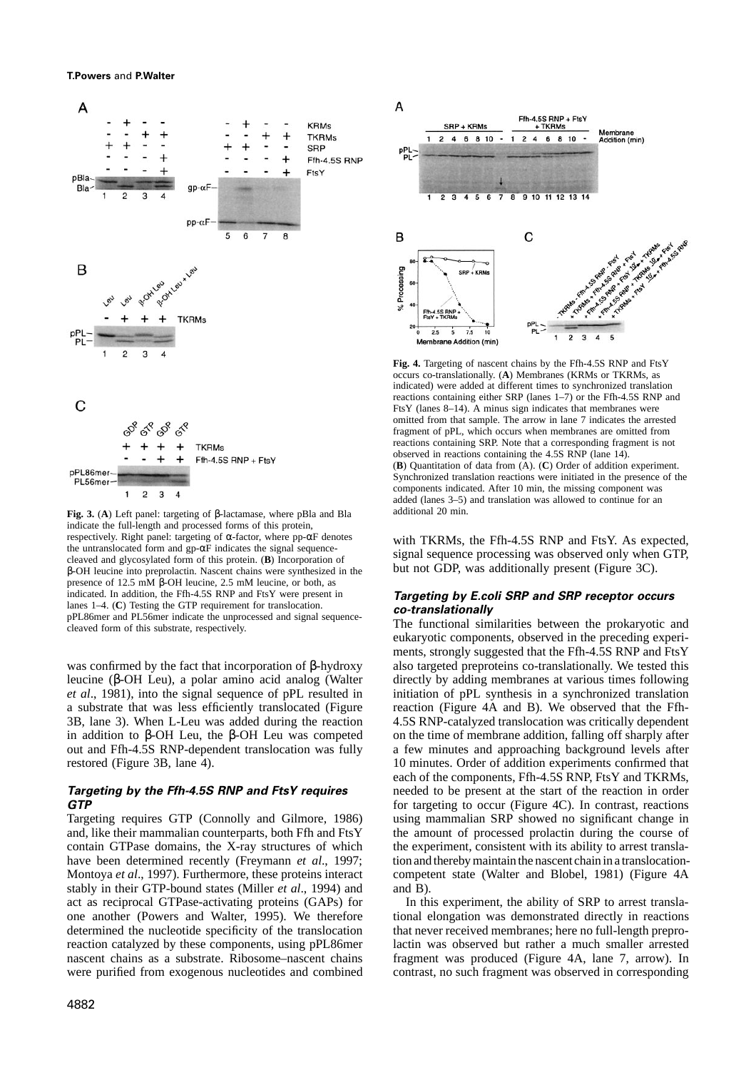**Fig. 3.** (**A**) Left panel: targeting of β-lactamase, where pBla and Bla indicate the full-length and processed forms of this protein, respectively. Right panel: targeting of α-factor, where pp-αF denotes the untranslocated form and gp-αF indicates the signal sequence-cleaved and glycosylated form of this protein. (**B**) Incorporation of β-OH leucine into preprolactin. Nascent chains were synthesized in the presence of 12.5 mM β-OH leucine, 2.5 mM leucine, or both, as indicated. In addition, the Ffh-4.5S RNP and FtsY were present in lanes 1–4. (**C**) Testing the GTP requirement for translocation. pPL86mer and PL56mer indicate the unprocessed and signal sequence-cleaved form of this substrate, respectively.

**Fig. 4.** Targeting of nascent chains by the Ffh-4.5S RNP and FtsY occurs co-translationally. (**A**) Membranes (KRMs or TKRMs, as indicated) were added at different times to synchronized translation reactions containing either SRP (lanes 1–7) or the Ffh-4.5S RNP and FtsY (lanes 8–14). A minus sign indicates that membranes were omitted from that sample. The arrow in lane 7 indicates the arrested fragment of pPL, which occurs when membranes are omitted from reactions containing SRP. Note that a corresponding fragment is not observed in reactions containing the 4.5S RNP (lane 14). (**B**) Quantitation of data from (A). (**C**) Order of addition experiment. Synchronized translation reactions were initiated in the presence of the components indicated. After 10 min, the missing component was added (lanes 3–5) and translation was allowed to continue for an additional 20 min.

was confirmed by the fact that incorporation of β-hydroxy leucine (β-OH Leu), a polar amino acid analog (Walter *et al*., 1981), into the signal sequence of pPL resulted in a substrate that was less efficiently translocated (Figure 3B, lane 3). When L-Leu was added during the reaction in addition to β-OH Leu, the β-OH Leu was competed out and Ffh-4.5S RNP-dependent translocation was fully restored (Figure 3B, lane 4).

### *Targeting by the Ffh-4.5S RNP and FtsY requires GTP*

Targeting requires GTP (Connolly and Gilmore, 1986) and, like their mammalian counterparts, both Ffh and FtsY contain GTPase domains, the X-ray structures of which have been determined recently (Freymann *et al*., 1997; Montoya *et al*., 1997). Furthermore, these proteins interact stably in their GTP-bound states (Miller *et al*., 1994) and act as reciprocal GTPase-activating proteins (GAPs) for one another (Powers and Walter, 1995). We therefore determined the nucleotide specificity of the translocation reaction catalyzed by these components, using pPL86mer nascent chains as a substrate. Ribosome–nascent chains were purified from exogenous nucleotides and combined with TKRMs, the Ffh-4.5S RNP and FtsY. As expected, signal sequence processing was observed only when GTP, but not GDP, was additionally present (Figure 3C).

### *Targeting by E.coli SRP and SRP receptor occurs co-translationally*

The functional similarities between the prokaryotic and eukaryotic components, observed in the preceding experiments, strongly suggested that the Ffh-4.5S RNP and FtsY also targeted preproteins co-translationally. We tested this directly by adding membranes at various times following initiation of pPL synthesis in a synchronized translation reaction (Figure 4A and B). We observed that the Ffh-4.5S RNP-catalyzed translocation was critically dependent on the time of membrane addition, falling off sharply after a few minutes and approaching background levels after 10 minutes. Order of addition experiments confirmed that each of the components, Ffh-4.5S RNP, FtsY and TKRMs, needed to be present at the start of the reaction in order for targeting to occur (Figure 4C). In contrast, reactions using mammalian SRP showed no significant change in the amount of processed prolactin during the course of the experiment, consistent with its ability to arrest translation and thereby maintain the nascent chain in a translocation-competent state (Walter and Blobel, 1981) (Figure 4A and B).

In this experiment, the ability of SRP to arrest translational elongation was demonstrated directly in reactions that never received membranes; here no full-length preprolactin was observed but rather a much smaller arrested fragment was produced (Figure 4A, lane 7, arrow). In contrast, no such fragment was observed in corresponding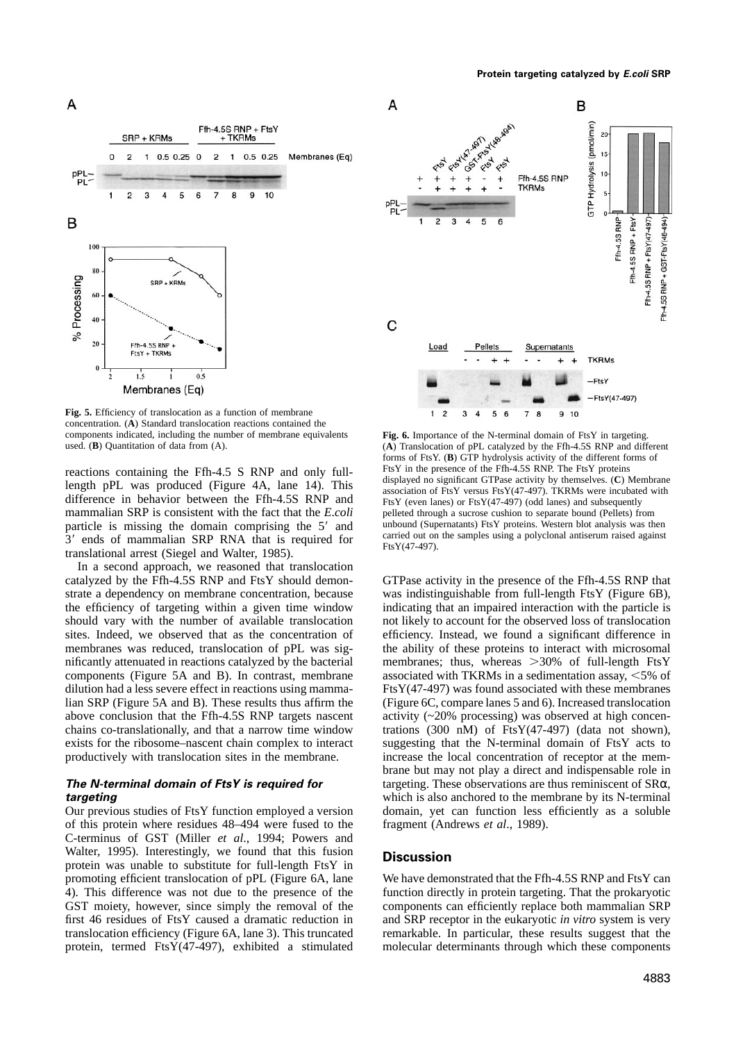**Fig. 5.** Efficiency of translocation as a function of membrane concentration. (**A**) Standard translocation reactions contained the components indicated, including the number of membrane equivalents used. (**B**) Quantitation of data from (A).

reactions containing the Ffh-4.5 S RNP and only full-length pPL was produced (Figure 4A, lane 14). This difference in behavior between the Ffh-4.5S RNP and mammalian SRP is consistent with the fact that the *E.coli* particle is missing the domain comprising the 5′ and 3′ ends of mammalian SRP RNA that is required for translational arrest (Siegel and Walter, 1985).

In a second approach, we reasoned that translocation catalyzed by the Ffh-4.5S RNP and FtsY should demonstrate a dependency on membrane concentration, because the efficiency of targeting within a given time window should vary with the number of available translocation sites. Indeed, we observed that as the concentration of membranes was reduced, translocation of pPL was significantly attenuated in reactions catalyzed by the bacterial components (Figure 5A and B). In contrast, membrane dilution had a less severe effect in reactions using mammalian SRP (Figure 5A and B). These results thus affirm the above conclusion that the Ffh-4.5S RNP targets nascent chains co-translationally, and that a narrow time window exists for the ribosome–nascent chain complex to interact productively with translocation sites in the membrane.

### *The N-terminal domain of FtsY is required for targeting*

Our previous studies of FtsY function employed a version of this protein where residues 48–494 were fused to the C-terminus of GST (Miller *et al*., 1994; Powers and Walter, 1995). Interestingly, we found that this fusion protein was unable to substitute for full-length FtsY in promoting efficient translocation of pPL (Figure 6A, lane 4). This difference was not due to the presence of the GST moiety, however, since simply the removal of the first 46 residues of FtsY caused a dramatic reduction in translocation efficiency (Figure 6A, lane 3). This truncated protein, termed FtsY(47-497), exhibited a stimulated GTPase activity in the presence of the Ffh-4.5S RNP that was indistinguishable from full-length FtsY (Figure 6B), indicating that an impaired interaction with the particle is not likely to account for the observed loss of translocation efficiency. Instead, we found a significant difference in the ability of these proteins to interact with microsomal membranes; thus, whereas >30% of full-length FtsY associated with TKRMs in a sedimentation assay, <5% of FtsY(47-497) was found associated with these membranes (Figure 6C, compare lanes 5 and 6). Increased translocation activity (~20% processing) was observed at high concentrations (300 nM) of FtsY(47-497) (data not shown), suggesting that the N-terminal domain of FtsY acts to increase the local concentration of receptor at the membrane but may not play a direct and indispensable role in targeting. These observations are thus reminiscent of SRα, which is also anchored to the membrane by its N-terminal domain, yet can function less efficiently as a soluble fragment (Andrews *et al*., 1989).

**Fig. 6.** Importance of the N-terminal domain of FtsY in targeting. (**A**) Translocation of pPL catalyzed by the Ffh-4.5S RNP and different forms of FtsY. (**B**) GTP hydrolysis activity of the different forms of FtsY in the presence of the Ffh-4.5S RNP. The FtsY proteins displayed no significant GTPase activity by themselves. (**C**) Membrane association of FtsY versus FtsY(47-497). TKRMs were incubated with FtsY (even lanes) or FtsY(47-497) (odd lanes) and subsequently pelleted through a sucrose cushion to separate bound (Pellets) from unbound (Supernatants) FtsY proteins. Western blot analysis was then carried out on the samples using a polyclonal antiserum raised against FtsY(47-497).

## Discussion

We have demonstrated that the Ffh-4.5S RNP and FtsY can function directly in protein targeting. That the prokaryotic components can efficiently replace both mammalian SRP and SRP receptor in the eukaryotic *in vitro* system is very remarkable. In particular, these results suggest that the molecular determinants through which these components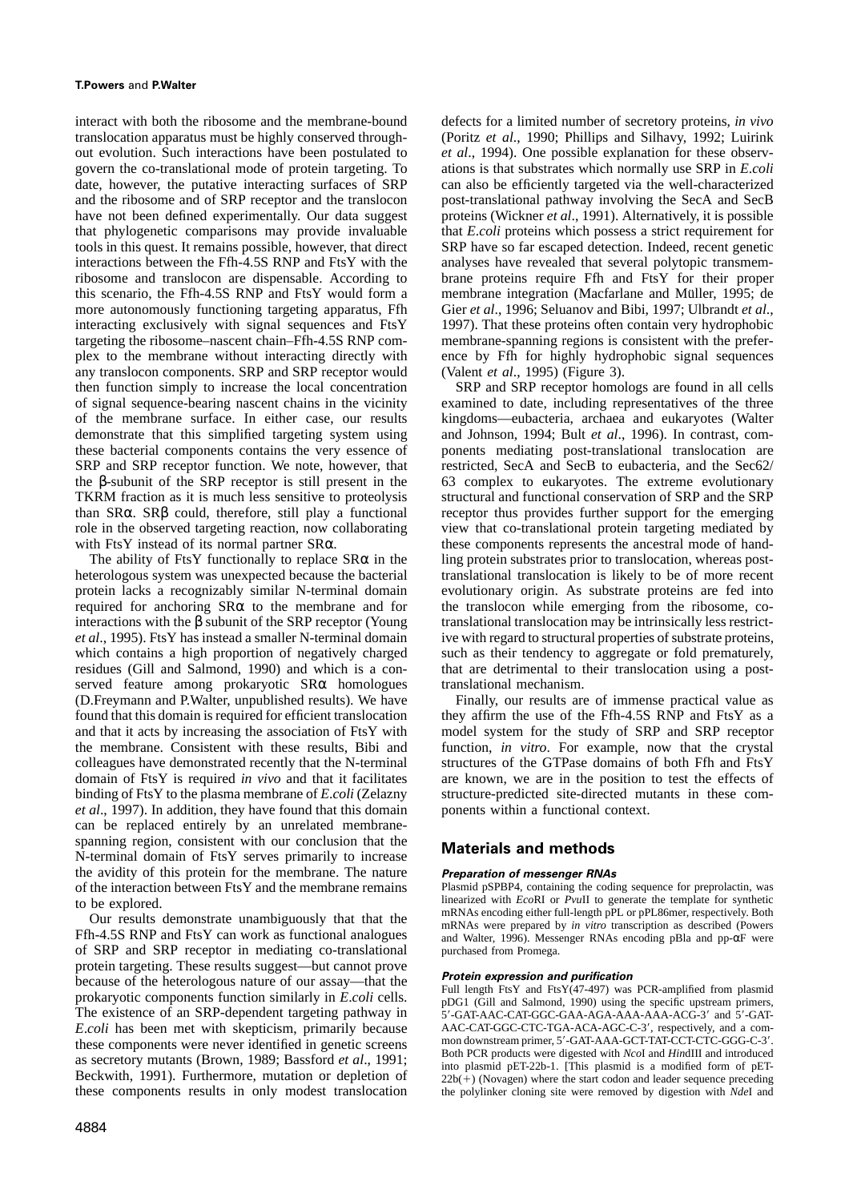interact with both the ribosome and the membrane-bound translocation apparatus must be highly conserved throughout evolution. Such interactions have been postulated to govern the co-translational mode of protein targeting. To date, however, the putative interacting surfaces of SRP and the ribosome and of SRP receptor and the translocon have not been defined experimentally. Our data suggest that phylogenetic comparisons may provide invaluable tools in this quest. It remains possible, however, that direct interactions between the Ffh-4.5S RNP and FtsY with the ribosome and translocon are dispensable. According to this scenario, the Ffh-4.5S RNP and FtsY would form a more autonomously functioning targeting apparatus, Ffh interacting exclusively with signal sequences and FtsY targeting the ribosome–nascent chain–Ffh-4.5S RNP complex to the membrane without interacting directly with any translocon components. SRP and SRP receptor would then function simply to increase the local concentration of signal sequence-bearing nascent chains in the vicinity of the membrane surface. In either case, our results demonstrate that this simplified targeting system using these bacterial components contains the very essence of SRP and SRP receptor function. We note, however, that the β-subunit of the SRP receptor is still present in the TKRM fraction as it is much less sensitive to proteolysis than SRα. SRβ could, therefore, still play a functional role in the observed targeting reaction, now collaborating with FtsY instead of its normal partner SRα.

The ability of FtsY functionally to replace SRα in the heterologous system was unexpected because the bacterial protein lacks a recognizably similar N-terminal domain required for anchoring SRα to the membrane and for interactions with the β subunit of the SRP receptor (Young *et al*., 1995). FtsY has instead a smaller N-terminal domain which contains a high proportion of negatively charged residues (Gill and Salmond, 1990) and which is a conserved feature among prokaryotic SRα homologues (D.Freymann and P.Walter, unpublished results). We have found that this domain is required for efficient translocation and that it acts by increasing the association of FtsY with the membrane. Consistent with these results, Bibi and colleagues have demonstrated recently that the N-terminal domain of FtsY is required *in vivo* and that it facilitates binding of FtsY to the plasma membrane of *E.coli* (Zelazny *et al*., 1997). In addition, they have found that this domain can be replaced entirely by an unrelated membrane-spanning region, consistent with our conclusion that the N-terminal domain of FtsY serves primarily to increase the avidity of this protein for the membrane. The nature of the interaction between FtsY and the membrane remains to be explored.

Our results demonstrate unambiguously that that the Ffh-4.5S RNP and FtsY can work as functional analogues of SRP and SRP receptor in mediating co-translational protein targeting. These results suggest—but cannot prove because of the heterologous nature of our assay—that the prokaryotic components function similarly in *E.coli* cells. The existence of an SRP-dependent targeting pathway in *E.coli* has been met with skepticism, primarily because these components were never identified in genetic screens as secretory mutants (Brown, 1989; Bassford *et al*., 1991; Beckwith, 1991). Furthermore, mutation or depletion of these components results in only modest translocation defects for a limited number of secretory proteins, *in vivo* (Poritz *et al*., 1990; Phillips and Silhavy, 1992; Luirink *et al*., 1994). One possible explanation for these observations is that substrates which normally use SRP in *E.coli* can also be efficiently targeted via the well-characterized post-translational pathway involving the SecA and SecB proteins (Wickner *et al*., 1991). Alternatively, it is possible that *E.coli* proteins which possess a strict requirement for SRP have so far escaped detection. Indeed, recent genetic analyses have revealed that several polytopic transmembrane proteins require Ffh and FtsY for their proper membrane integration (Macfarlane and Müller, 1995; de Gier *et al*., 1996; Seluanov and Bibi, 1997; Ulbrandt *et al*., 1997). That these proteins often contain very hydrophobic membrane-spanning regions is consistent with the preference by Ffh for highly hydrophobic signal sequences (Valent *et al*., 1995) (Figure 3).

SRP and SRP receptor homologs are found in all cells examined to date, including representatives of the three kingdoms—eubacteria, archaea and eukaryotes (Walter and Johnson, 1994; Bult *et al*., 1996). In contrast, components mediating post-translational translocation are restricted, SecA and SecB to eubacteria, and the Sec62/63 complex to eukaryotes. The extreme evolutionary structural and functional conservation of SRP and the SRP receptor thus provides further support for the emerging view that co-translational protein targeting mediated by these components represents the ancestral mode of handling protein substrates prior to translocation, whereas post-translational translocation is likely to be of more recent evolutionary origin. As substrate proteins are fed into the translocon while emerging from the ribosome, co-translational translocation may be intrinsically less restrictive with regard to structural properties of substrate proteins, such as their tendency to aggregate or fold prematurely, that are detrimental to their translocation using a post-translational mechanism.

Finally, our results are of immense practical value as they affirm the use of the Ffh-4.5S RNP and FtsY as a model system for the study of SRP and SRP receptor function, *in vitro*. For example, now that the crystal structures of the GTPase domains of both Ffh and FtsY are known, we are in the position to test the effects of structure-predicted site-directed mutants in these components within a functional context.

## Materials and methods

### Preparation of messenger RNAs

Plasmid pSPBP4, containing the coding sequence for preprolactin, was linearized with *Eco*RI or *Pvu*II to generate the template for synthetic mRNAs encoding either full-length pPL or pPL86mer, respectively. Both mRNAs were prepared by *in vitro* transcription as described (Powers and Walter, 1996). Messenger RNAs encoding pBla and pp-αF were purchased from Promega.

### Protein expression and purification

Full length FtsY and FtsY(47-497) was PCR-amplified from plasmid pDG1 (Gill and Salmond, 1990) using the specific upstream primers, 5′-GAT-AAC-CAT-GGC-GAA-AGA-AAA-AAA-ACG-3′ and 5′-GAT-AAC-CAT-GGC-CTC-TGA-ACA-AGC-C-3′, respectively, and a common downstream primer, 5′-GAT-AAA-GCT-TAT-CCT-CTC-GGG-C-3′. Both PCR products were digested with *Nco*I and *Hin*dIII and introduced into plasmid pET-22b-1. [This plasmid is a modified form of pET-22b(+) (Novagen) where the start codon and leader sequence preceding the polylinker cloning site were removed by digestion with *Nde*I and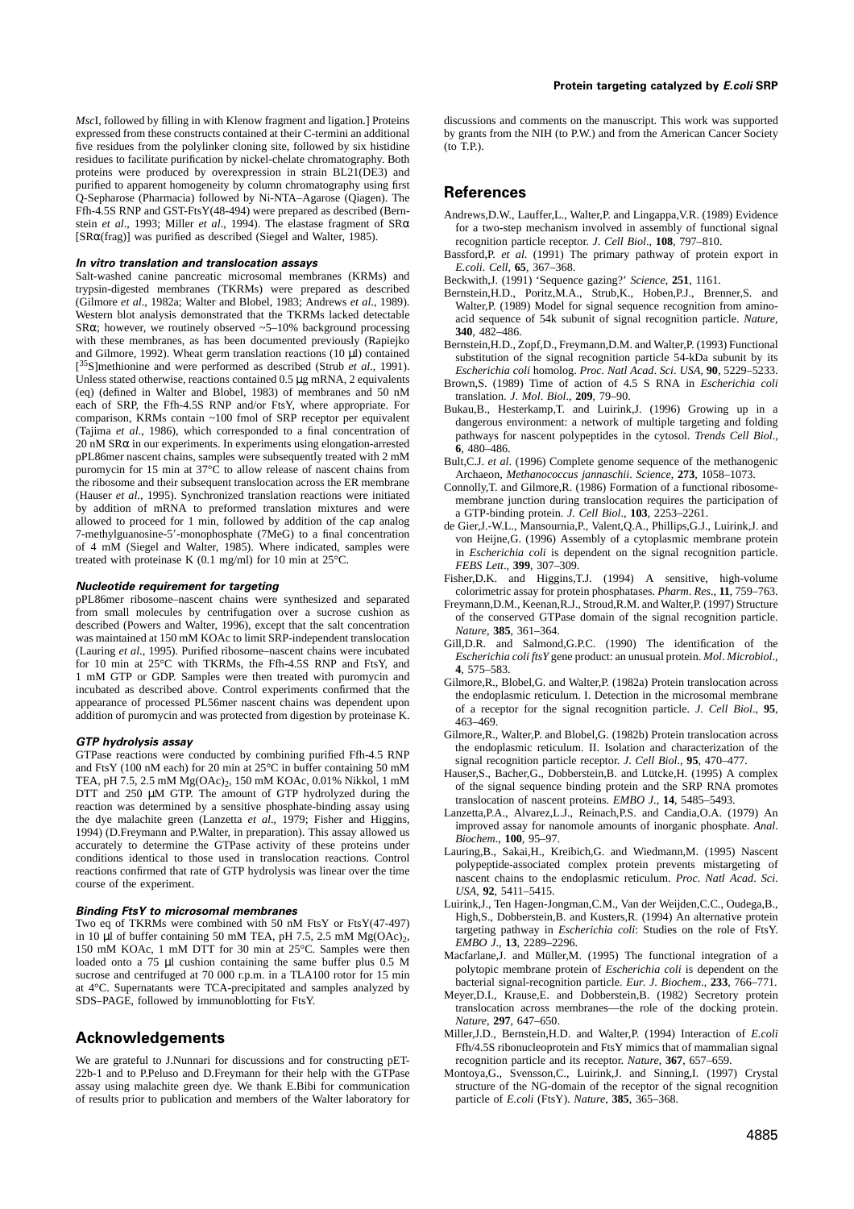*Msc*I, followed by filling in with Klenow fragment and ligation.] Proteins expressed from these constructs contained at their C-termini an additional five residues from the polylinker cloning site, followed by six histidine residues to facilitate purification by nickel-chelate chromatography. Both proteins were produced by overexpression in strain BL21(DE3) and purified to apparent homogeneity by column chromatography using first Q-Sepharose (Pharmacia) followed by Ni-NTA–Agarose (Qiagen). The Ffh-4.5S RNP and GST-FtsY(48-494) were prepared as described (Bernstein *et al*., 1993; Miller *et al*., 1994). The elastase fragment of SRα [SRα(frag)] was purified as described (Siegel and Walter, 1985).

### *In vitro* translation and translocation assays

Salt-washed canine pancreatic microsomal membranes (KRMs) and trypsin-digested membranes (TKRMs) were prepared as described (Gilmore *et al*., 1982a; Walter and Blobel, 1983; Andrews *et al*., 1989). Western blot analysis demonstrated that the TKRMs lacked detectable SRα; however, we routinely observed ~5–10% background processing with these membranes, as has been documented previously (Rapiejko and Gilmore, 1992). Wheat germ translation reactions (10 μl) contained [35S]methionine and were performed as described (Strub *et al*., 1991). Unless stated otherwise, reactions contained 0.5 μg mRNA, 2 equivalents (eq) (defined in Walter and Blobel, 1983) of membranes and 50 nM each of SRP, the Ffh-4.5S RNP and/or FtsY, where appropriate. For comparison, KRMs contain ~100 fmol of SRP receptor per equivalent (Tajima *et al*., 1986), which corresponded to a final concentration of 20 nM SRα in our experiments. In experiments using elongation-arrested pPL86mer nascent chains, samples were subsequently treated with 2 mM puromycin for 15 min at 37°C to allow release of nascent chains from the ribosome and their subsequent translocation across the ER membrane (Hauser *et al*., 1995). Synchronized translation reactions were initiated by addition of mRNA to preformed translation mixtures and were allowed to proceed for 1 min, followed by addition of the cap analog 7-methylguanosine-5′-monophosphate (7MeG) to a final concentration of 4 mM (Siegel and Walter, 1985). Where indicated, samples were treated with proteinase K (0.1 mg/ml) for 10 min at 25°C.

### Nucleotide requirement for targeting

pPL86mer ribosome–nascent chains were synthesized and separated from small molecules by centrifugation over a sucrose cushion as described (Powers and Walter, 1996), except that the salt concentration was maintained at 150 mM KOAc to limit SRP-independent translocation (Lauring *et al*., 1995). Purified ribosome–nascent chains were incubated for 10 min at 25°C with TKRMs, the Ffh-4.5S RNP and FtsY, and 1 mM GTP or GDP. Samples were then treated with puromycin and incubated as described above. Control experiments confirmed that the appearance of processed PL56mer nascent chains was dependent upon addition of puromycin and was protected from digestion by proteinase K.

### GTP hydrolysis assay

GTPase reactions were conducted by combining purified Ffh-4.5 RNP and FtsY (100 nM each) for 20 min at 25°C in buffer containing 50 mM TEA, pH 7.5, 2.5 mM $Mg(OAc)_2$, 150 mM KOAc, 0.01% Nikkol, 1 mM DTT and 250 μM GTP. The amount of GTP hydrolyzed during the reaction was determined by a sensitive phosphate-binding assay using the dye malachite green (Lanzetta *et al*., 1979; Fisher and Higgins, 1994) (D.Freymann and P.Walter, in preparation). This assay allowed us accurately to determine the GTPase activity of these proteins under conditions identical to those used in translocation reactions. Control reactions confirmed that rate of GTP hydrolysis was linear over the time course of the experiment.

### Binding FtsY to microsomal membranes

Two eq of TKRMs were combined with 50 nM FtsY or FtsY(47-497) in 10 μl of buffer containing 50 mM TEA, pH 7.5, 2.5 mM $Mg(OAc)_2$, 150 mM KOAc, 1 mM DTT for 30 min at 25°C. Samples were then loaded onto a 75 μl cushion containing the same buffer plus 0.5 M sucrose and centrifuged at 70 000 r.p.m. in a TLA100 rotor for 15 min at 4°C. Supernatants were TCA-precipitated and samples analyzed by SDS–PAGE, followed by immunoblotting for FtsY.

## Acknowledgements

We are grateful to J.Nunnari for discussions and for constructing pET-22b-1 and to P.Peluso and D.Freymann for their help with the GTPase assay using malachite green dye. We thank E.Bibi for communication of results prior to publication and members of the Walter laboratory for discussions and comments on the manuscript. This work was supported by grants from the NIH (to P.W.) and from the American Cancer Society (to T.P.).

## References

Andrews,D.W., Lauffer,L., Walter,P. and Lingappa,V.R. (1989) Evidence for a two-step mechanism involved in assembly of functional signal recognition particle receptor. *J. Cell Biol*., **108**, 797–810.

Bassford,P. *et al*. (1991) The primary pathway of protein export in *E.coli*. *Cell*, **65**, 367–368.

Beckwith,J. (1991) 'Sequence gazing?' *Science*, **251**, 1161.

Bernstein,H.D., Poritz,M.A., Strub,K., Hoben,P.J., Brenner,S. and Walter,P. (1989) Model for signal sequence recognition from amino-acid sequence of 54k subunit of signal recognition particle. *Nature*, **340**, 482–486.

Bernstein,H.D., Zopf,D., Freymann,D.M. and Walter,P. (1993) Functional substitution of the signal recognition particle 54-kDa subunit by its *Escherichia coli* homolog. *Proc. Natl Acad. Sci. USA*, **90**, 5229–5233.

Brown,S. (1989) Time of action of 4.5 S RNA in *Escherichia coli* translation. *J. Mol. Biol*., **209**, 79–90.

Bukau,B., Hesterkamp,T. and Luirink,J. (1996) Growing up in a dangerous environment: a network of multiple targeting and folding pathways for nascent polypeptides in the cytosol. *Trends Cell Biol*., **6**, 480–486.

Bult,C.J. *et al*. (1996) Complete genome sequence of the methanogenic Archaeon, *Methanococcus jannaschii*. *Science*, **273**, 1058–1073.

Connolly,T. and Gilmore,R. (1986) Formation of a functional ribosome-membrane junction during translocation requires the participation of a GTP-binding protein. *J. Cell Biol*., **103**, 2253–2261.

de Gier,J.-W.L., Mansournia,P., Valent,Q.A., Phillips,G.J., Luirink,J. and von Heijne,G. (1996) Assembly of a cytoplasmic membrane protein in *Escherichia coli* is dependent on the signal recognition particle. *FEBS Lett*., **399**, 307–309.

Fisher,D.K. and Higgins,T.J. (1994) A sensitive, high-volume colorimetric assay for protein phosphatases. *Pharm. Res*., **11**, 759–763.

Freymann,D.M., Keenan,R.J., Stroud,R.M. and Walter,P. (1997) Structure of the conserved GTPase domain of the signal recognition particle. *Nature*, **385**, 361–364.

Gill,D.R. and Salmond,G.P.C. (1990) The identification of the *Escherichia coli ftsY* gene product: an unusual protein. *Mol. Microbiol*., **4**, 575–583.

Gilmore,R., Blobel,G. and Walter,P. (1982a) Protein translocation across the endoplasmic reticulum. I. Detection in the microsomal membrane of a receptor for the signal recognition particle. *J. Cell Biol*., **95**, 463–469.

Gilmore,R., Walter,P. and Blobel,G. (1982b) Protein translocation across the endoplasmic reticulum. II. Isolation and characterization of the signal recognition particle receptor. *J. Cell Biol*., **95**, 470–477.

Hauser,S., Bacher,G., Dobberstein,B. and Lütcke,H. (1995) A complex of the signal sequence binding protein and the SRP RNA promotes translocation of nascent proteins. *EMBO J*., **14**, 5485–5493.

Lanzetta,P.A., Alvarez,L.J., Reinach,P.S. and Candia,O.A. (1979) An improved assay for nanomole amounts of inorganic phosphate. *Anal. Biochem*., **100**, 95–97.

Lauring,B., Sakai,H., Kreibich,G. and Wiedmann,M. (1995) Nascent polypeptide-associated complex protein prevents mistargeting of nascent chains to the endoplasmic reticulum. *Proc. Natl Acad. Sci. USA*, **92**, 5411–5415.

Luirink,J., Ten Hagen-Jongman,C.M., Van der Weijden,C.C., Oudega,B., High,S., Dobberstein,B. and Kusters,R. (1994) An alternative protein targeting pathway in *Escherichia coli*: Studies on the role of FtsY. *EMBO J*., **13**, 2289–2296.

Macfarlane,J. and Müller,M. (1995) The functional integration of a polytopic membrane protein of *Escherichia coli* is dependent on the bacterial signal-recognition particle. *Eur. J. Biochem*., **233**, 766–771.

Meyer,D.I., Krause,E. and Dobberstein,B. (1982) Secretory protein translocation across membranes—the role of the docking protein. *Nature*, **297**, 647–650.

Miller,J.D., Bernstein,H.D. and Walter,P. (1994) Interaction of *E.coli* Ffh/4.5S ribonucleoprotein and FtsY mimics that of mammalian signal recognition particle and its receptor. *Nature*, **367**, 657–659.

Montoya,G., Svensson,C., Luirink,J. and Sinning,I. (1997) Crystal structure of the NG-domain of the receptor of the signal recognition particle of *E.coli* (FtsY). *Nature*, **385**, 365–368.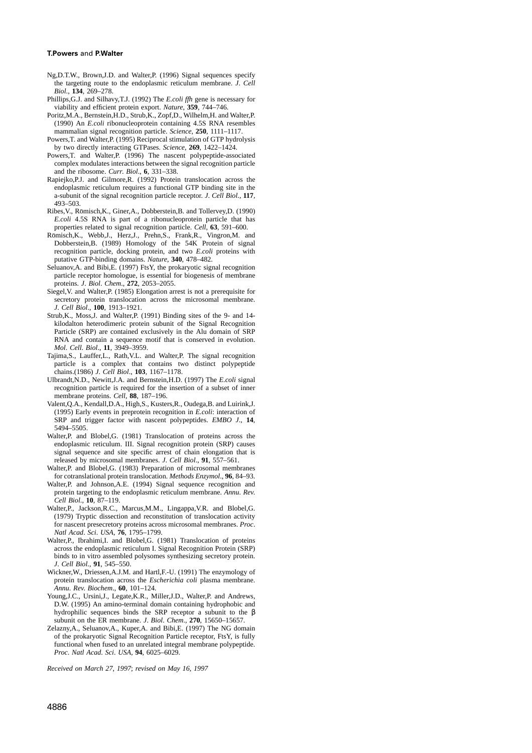Ng,D.T.W., Brown,J.D. and Walter,P. (1996) Signal sequences specify the targeting route to the endoplasmic reticulum membrane. *J. Cell Biol.*, **134**, 269–278.

Phillips,G.J. and Silhavy,T.J. (1992) The *E.coli ffh* gene is necessary for viability and efficient protein export. *Nature*, **359**, 744–746.

Poritz,M.A., Bernstein,H.D., Strub,K., Zopf,D., Wilhelm,H. and Walter,P. (1990) An *E.coli* ribonucleoprotein containing 4.5S RNA resembles mammalian signal recognition particle. *Science*, **250**, 1111–1117.

Powers,T. and Walter,P. (1995) Reciprocal stimulation of GTP hydrolysis by two directly interacting GTPases. *Science*, **269**, 1422–1424.

Powers,T. and Walter,P. (1996) The nascent polypeptide-associated complex modulates interactions between the signal recognition particle and the ribosome. *Curr. Biol.*, **6**, 331–338.

Rapiejko,P.J. and Gilmore,R. (1992) Protein translocation across the endoplasmic reticulum requires a functional GTP binding site in the a-subunit of the signal recognition particle receptor. *J. Cell Biol.*, **117**, 493–503.

Ribes,V., Römisch,K., Giner,A., Dobberstein,B. and Tollervey,D. (1990) *E.coli* 4.5S RNA is part of a ribonucleoprotein particle that has properties related to signal recognition particle. *Cell*, **63**, 591–600.

Römisch,K., Webb,J., Herz,J., Prehn,S., Frank,R., Vingron,M. and Dobberstein,B. (1989) Homology of the 54K Protein of signal recognition particle, docking protein, and two *E.coli* proteins with putative GTP-binding domains. *Nature*, **340**, 478–482.

Seluanov,A. and Bibi,E. (1997) FtsY, the prokaryotic signal recognition particle receptor homologue, is essential for biogenesis of membrane proteins. *J. Biol. Chem.*, **272**, 2053–2055.

Siegel,V. and Walter,P. (1985) Elongation arrest is not a prerequisite for secretory protein translocation across the microsomal membrane. *J. Cell Biol.*, **100**, 1913–1921.

Strub,K., Moss,J. and Walter,P. (1991) Binding sites of the 9- and 14-kilodalton heterodimeric protein subunit of the Signal Recognition Particle (SRP) are contained exclusively in the Alu domain of SRP RNA and contain a sequence motif that is conserved in evolution. *Mol. Cell. Biol.*, **11**, 3949–3959.

Tajima,S., Lauffer,L., Rath,V.L. and Walter,P. The signal recognition particle is a complex that contains two distinct polypeptide chains.(1986) *J. Cell Biol.*, **103**, 1167–1178.

Ulbrandt,N.D., Newitt,J.A. and Bernstein,H.D. (1997) The *E.coli* signal recognition particle is required for the insertion of a subset of inner membrane proteins. *Cell*, **88**, 187–196.

Valent,Q.A., Kendall,D.A., High,S., Kusters,R., Oudega,B. and Luirink,J. (1995) Early events in preprotein recognition in *E.coli*: interaction of SRP and trigger factor with nascent polypeptides. *EMBO J.*, **14**, 5494–5505.

Walter,P. and Blobel,G. (1981) Translocation of proteins across the endoplasmic reticulum. III. Signal recognition protein (SRP) causes signal sequence and site specific arrest of chain elongation that is released by microsomal membranes. *J. Cell Biol.*, **91**, 557–561.

Walter,P. and Blobel,G. (1983) Preparation of microsomal membranes for cotranslational protein translocation. *Methods Enzymol.*, **96**, 84–93.

Walter,P. and Johnson,A.E. (1994) Signal sequence recognition and protein targeting to the endoplasmic reticulum membrane. *Annu. Rev. Cell Biol.*, **10**, 87–119.

Walter,P., Jackson,R.C., Marcus,M.M., Lingappa,V.R. and Blobel,G. (1979) Tryptic dissection and reconstitution of translocation activity for nascent presecretory proteins across microsomal membranes. *Proc. Natl Acad. Sci. USA*, **76**, 1795–1799.

Walter,P., Ibrahimi,I. and Blobel,G. (1981) Translocation of proteins across the endoplasmic reticulum I. Signal Recognition Protein (SRP) binds to in vitro assembled polysomes synthesizing secretory protein. *J. Cell Biol.*, **91**, 545–550.

Wickner,W., Driessen,A.J.M. and Hartl,F.-U. (1991) The enzymology of protein translocation across the *Escherichia coli* plasma membrane. *Annu. Rev. Biochem.*, **60**, 101–124.

Young,J.C., Ursini,J., Legate,K.R., Miller,J.D., Walter,P. and Andrews, D.W. (1995) An amino-terminal domain containing hydrophobic and hydrophilic sequences binds the SRP receptor a subunit to the β subunit on the ER membrane. *J. Biol. Chem.*, **270**, 15650–15657.

Zelazny,A., Seluanov,A., Kuper,A. and Bibi,E. (1997) The NG domain of the prokaryotic Signal Recognition Particle receptor, FtsY, is fully functional when fused to an unrelated integral membrane polypeptide. *Proc. Natl Acad. Sci. USA*, **94**, 6025–6029.

*Received on March 27, 1997; revised on May 16, 1997*